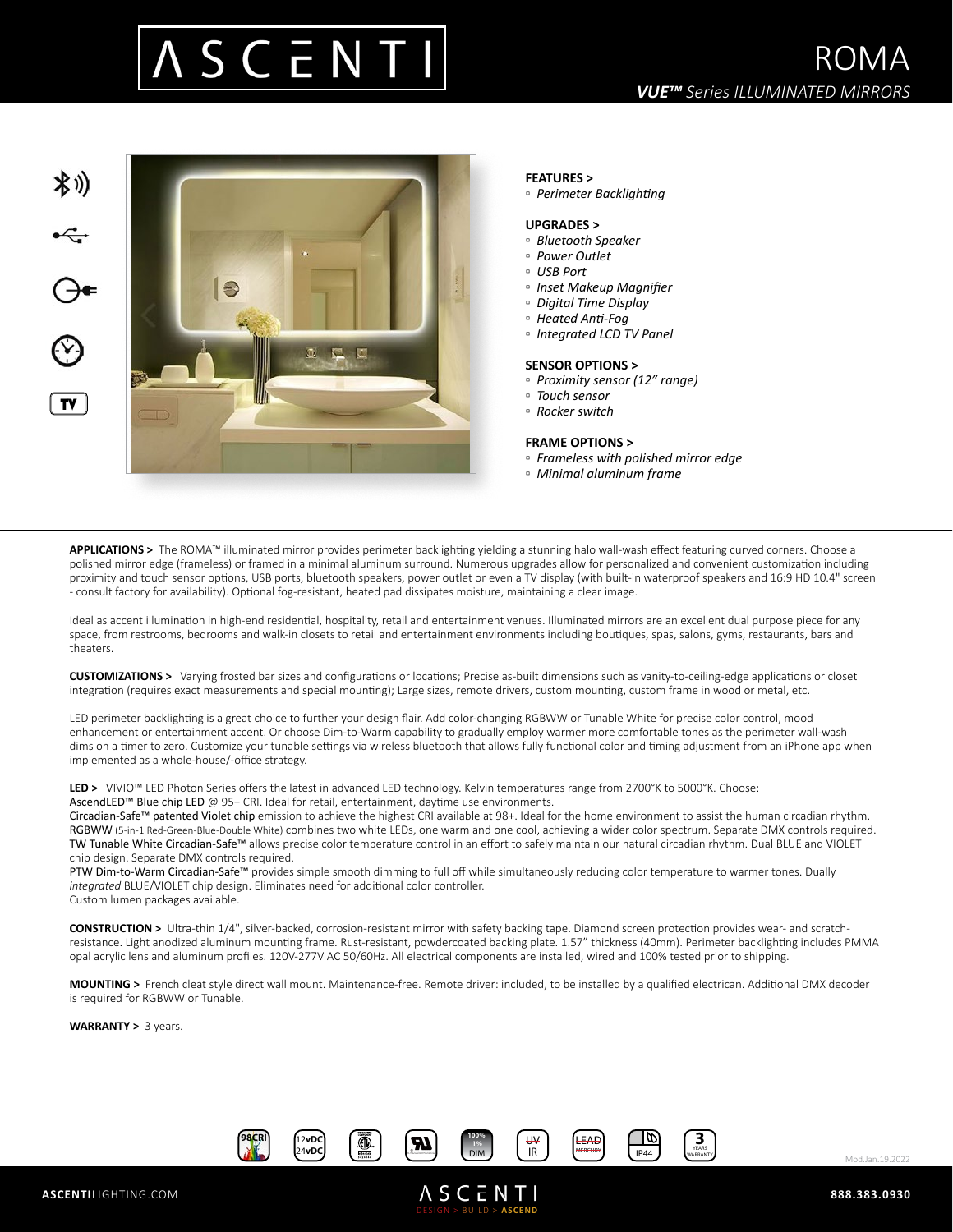# ASCENTI

# ROMA

***VUE™** Series ILLUMINATED MIRRORS*

**FEATURES >**
- *Perimeter Backlighting*

**UPGRADES >**
- *Bluetooth Speaker*
- *Power Outlet*
- *USB Port*
- *Inset Makeup Magnifier*
- *Digital Time Display*
- *Heated Anti-Fog*
- *Integrated LCD TV Panel*

**SENSOR OPTIONS >**
- *Proximity sensor (12" range)*
- *Touch sensor*
- *Rocker switch*

**FRAME OPTIONS >**
- *Frameless with polished mirror edge*
- *Minimal aluminum frame*

**APPLICATIONS >** The ROMA™ illuminated mirror provides perimeter backlighting yielding a stunning halo wall-wash effect featuring curved corners. Choose a polished mirror edge (frameless) or framed in a minimal aluminum surround. Numerous upgrades allow for personalized and convenient customization including proximity and touch sensor options, USB ports, bluetooth speakers, power outlet or even a TV display (with built-in waterproof speakers and 16:9 HD 10.4" screen - consult factory for availability). Optional fog-resistant, heated pad dissipates moisture, maintaining a clear image.

Ideal as accent illumination in high-end residential, hospitality, retail and entertainment venues. Illuminated mirrors are an excellent dual purpose piece for any space, from restrooms, bedrooms and walk-in closets to retail and entertainment environments including boutiques, spas, salons, gyms, restaurants, bars and theaters.

**CUSTOMIZATIONS >** Varying frosted bar sizes and configurations or locations; Precise as-built dimensions such as vanity-to-ceiling-edge applications or closet integration (requires exact measurements and special mounting); Large sizes, remote drivers, custom mounting, custom frame in wood or metal, etc.

LED perimeter backlighting is a great choice to further your design flair. Add color-changing RGBWW or Tunable White for precise color control, mood enhancement or entertainment accent. Or choose Dim-to-Warm capability to gradually employ warmer more comfortable tones as the perimeter wall-wash dims on a timer to zero. Customize your tunable settings via wireless bluetooth that allows fully functional color and timing adjustment from an iPhone app when implemented as a whole-house/-office strategy.

**LED >** VIVIO™ LED Photon Series offers the latest in advanced LED technology. Kelvin temperatures range from 2700°K to 5000°K. Choose:
AscendLED™ Blue chip LED @ 95+ CRI. Ideal for retail, entertainment, daytime use environments.
Circadian-Safe™ patented Violet chip emission to achieve the highest CRI available at 98+. Ideal for the home environment to assist the human circadian rhythm.
RGBWW (5-in-1 Red-Green-Blue-Double White) combines two white LEDs, one warm and one cool, achieving a wider color spectrum. Separate DMX controls required.
TW Tunable White Circadian-Safe™ allows precise color temperature control in an effort to safely maintain our natural circadian rhythm. Dual BLUE and VIOLET chip design. Separate DMX controls required.
PTW Dim-to-Warm Circadian-Safe™ provides simple smooth dimming to full off while simultaneously reducing color temperature to warmer tones. Dually *integrated* BLUE/VIOLET chip design. Eliminates need for additional color controller.
Custom lumen packages available.

**CONSTRUCTION >** Ultra-thin 1/4", silver-backed, corrosion-resistant mirror with safety backing tape. Diamond screen protection provides wear- and scratch-resistance. Light anodized aluminum mounting frame. Rust-resistant, powdercoated backing plate. 1.57" thickness (40mm). Perimeter backlighting includes PMMA opal acrylic lens and aluminum profiles. 120V-277V AC 50/60Hz. All electrical components are installed, wired and 100% tested prior to shipping.

**MOUNTING >** French cleat style direct wall mount. Maintenance-free. Remote driver: included, to be installed by a qualified electrican. Additional DMX decoder is required for RGBWW or Tunable.

**WARRANTY >** 3 years.

98CRI | 12vDC 24vDC | 100% 1% DIM | UV IR | LEAD MERCURY | IP44 | 3 YEARS WARRANTY

Mod.Jan.19.2022

**ASCENTI**LIGHTING.COM | ASCENTI DESIGN > BUILD > ASCEND | 888.383.0930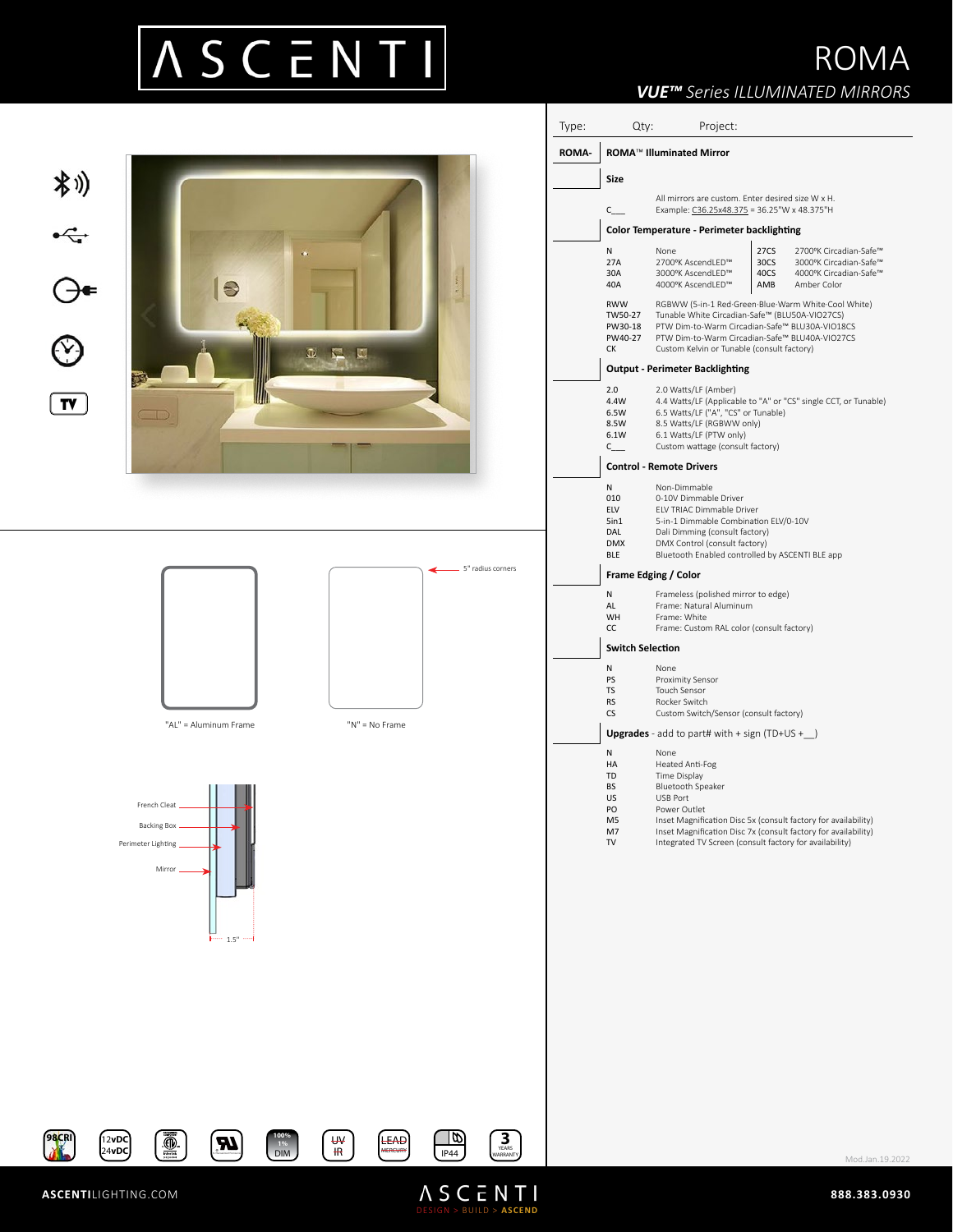# ROMA

## *VUE™ Series ILLUMINATED MIRRORS*

Type: Qty: Project:

**ROMA-** | **ROMA™ Illuminated Mirror**

### Size

| | |
|---|---|
| C___ | All mirrors are custom. Enter desired size W x H. Example: C36.25x48.375 = 36.25"W x 48.375"H |

### Color Temperature - Perimeter backlighting

| | | | |
|---|---|---|---|
| N | None | 27CS | 2700ºK Circadian-Safe™ |
| 27A | 2700ºK AscendLED™ | 30CS | 3000ºK Circadian-Safe™ |
| 30A | 3000ºK AscendLED™ | 40CS | 4000ºK Circadian-Safe™ |
| 40A | 4000ºK AscendLED™ | AMB | Amber Color |

| | |
|---|---|
| RWW | RGBWW (5-in-1 Red·Green·Blue·Warm White·Cool White) |
| TW50-27 | Tunable White Circadian-Safe™ (BLU50A-VIO27CS) |
| PW30-18 | PTW Dim-to-Warm Circadian-Safe™ BLU30A-VIO18CS |
| PW40-27 | PTW Dim-to-Warm Circadian-Safe™ BLU40A-VIO27CS |
| CK | Custom Kelvin or Tunable (consult factory) |

### Output - Perimeter Backlighting

| | |
|---|---|
| 2.0 | 2.0 Watts/LF (Amber) |
| 4.4W | 4.4 Watts/LF (Applicable to "A" or "CS" single CCT, or Tunable) |
| 6.5W | 6.5 Watts/LF ("A", "CS" or Tunable) |
| 8.5W | 8.5 Watts/LF (RGBWW only) |
| 6.1W | 6.1 Watts/LF (PTW only) |
| C___ | Custom wattage (consult factory) |

### Control - Remote Drivers

| | |
|---|---|
| N | Non-Dimmable |
| 010 | 0-10V Dimmable Driver |
| ELV | ELV TRIAC Dimmable Driver |
| 5in1 | 5-in-1 Dimmable Combination ELV/0-10V |
| DAL | Dali Dimming (consult factory) |
| DMX | DMX Control (consult factory) |
| BLE | Bluetooth Enabled controlled by ASCENTI BLE app |

### Frame Edging / Color

| | |
|---|---|
| N | Frameless (polished mirror to edge) |
| AL | Frame: Natural Aluminum |
| WH | Frame: White |
| CC | Frame: Custom RAL color (consult factory) |

### Switch Selection

| | |
|---|---|
| N | None |
| PS | Proximity Sensor |
| TS | Touch Sensor |
| RS | Rocker Switch |
| CS | Custom Switch/Sensor (consult factory) |

### Upgrades - add to part# with + sign (TD+US +__)

| | |
|---|---|
| N | None |
| HA | Heated Anti-Fog |
| TD | Time Display |
| BS | Bluetooth Speaker |
| US | USB Port |
| PO | Power Outlet |
| M5 | Inset Magnification Disc 5x (consult factory for availability) |
| M7 | Inset Magnification Disc 7x (consult factory for availability) |
| TV | Integrated TV Screen (consult factory for availability) |

5" radius corners

"AL" = Aluminum Frame

"N" = No Frame

French Cleat

Backing Box

Perimeter Lighting

Mirror

1.5"

98CRI | 12vDC 24vDC | 100% 1% DIM | UV IR | LEAD MERCURY | IP44 | 3 YEARS WARRANTY

Mod.Jan.19.2022

ASCENTILIGHTING.COM

DESIGN > BUILD > ASCEND

888.383.0930